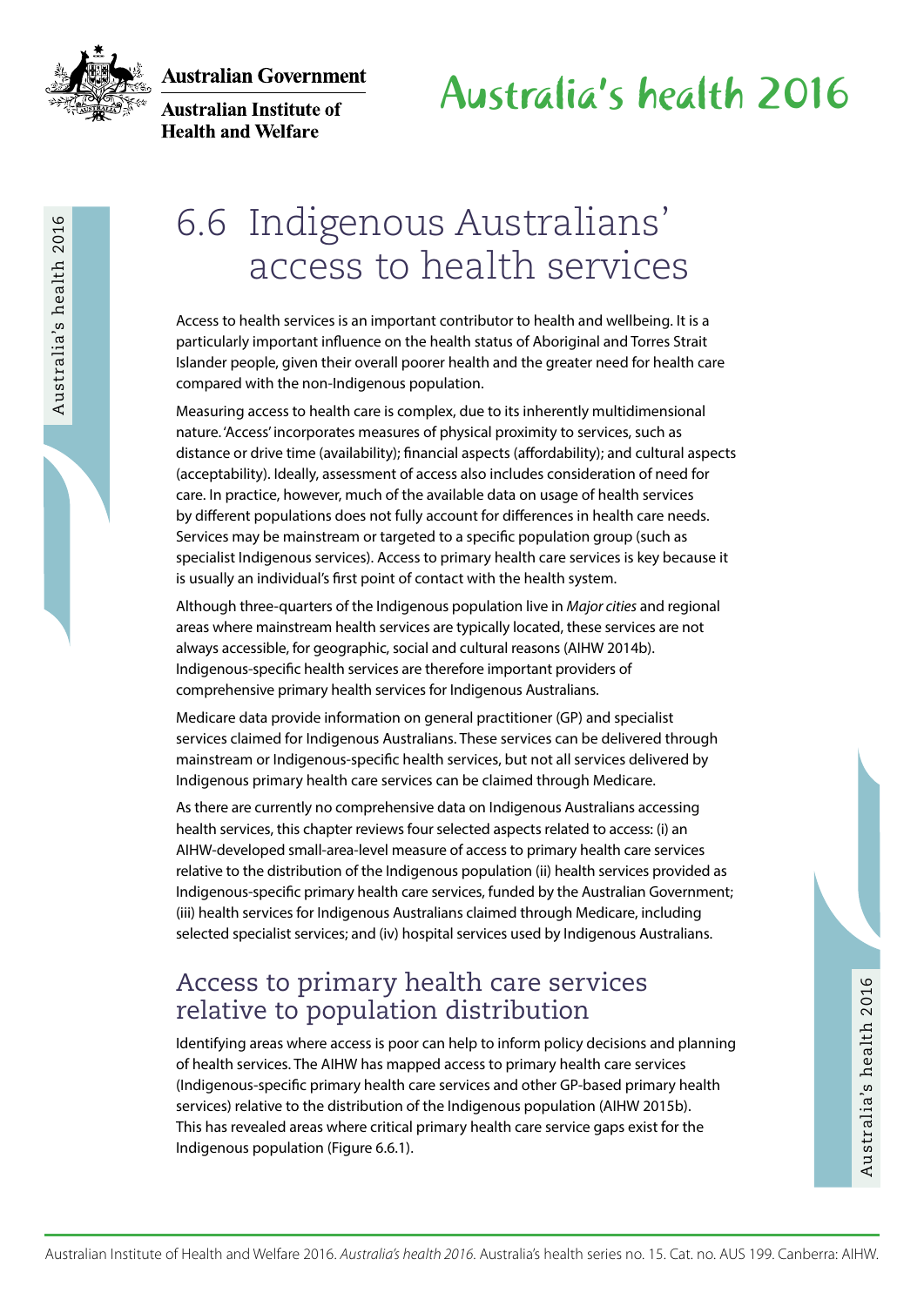# 6.6 Indigenous Australians' access to health services

Access to health services is an important contributor to health and wellbeing. It is a particularly important influence on the health status of Aboriginal and Torres Strait Islander people, given their overall poorer health and the greater need for health care compared with the non-Indigenous population.

Measuring access to health care is complex, due to its inherently multidimensional nature. 'Access' incorporates measures of physical proximity to services, such as distance or drive time (availability); financial aspects (affordability); and cultural aspects (acceptability). Ideally, assessment of access also includes consideration of need for care. In practice, however, much of the available data on usage of health services by different populations does not fully account for differences in health care needs. Services may be mainstream or targeted to a specific population group (such as specialist Indigenous services). Access to primary health care services is key because it is usually an individual's first point of contact with the health system.

Although three-quarters of the Indigenous population live in *Major cities* and regional areas where mainstream health services are typically located, these services are not always accessible, for geographic, social and cultural reasons (AIHW 2014b). Indigenous-specific health services are therefore important providers of comprehensive primary health services for Indigenous Australians.

Medicare data provide information on general practitioner (GP) and specialist services claimed for Indigenous Australians. These services can be delivered through mainstream or Indigenous-specific health services, but not all services delivered by Indigenous primary health care services can be claimed through Medicare.

As there are currently no comprehensive data on Indigenous Australians accessing health services, this chapter reviews four selected aspects related to access: (i) an AIHW-developed small-area-level measure of access to primary health care services relative to the distribution of the Indigenous population (ii) health services provided as Indigenous-specific primary health care services, funded by the Australian Government; (iii) health services for Indigenous Australians claimed through Medicare, including selected specialist services; and (iv) hospital services used by Indigenous Australians.

## Access to primary health care services relative to population distribution

Identifying areas where access is poor can help to inform policy decisions and planning of health services. The AIHW has mapped access to primary health care services (Indigenous-specific primary health care services and other GP-based primary health services) relative to the distribution of the Indigenous population (AIHW 2015b). This has revealed areas where critical primary health care service gaps exist for the Indigenous population (Figure 6.6.1).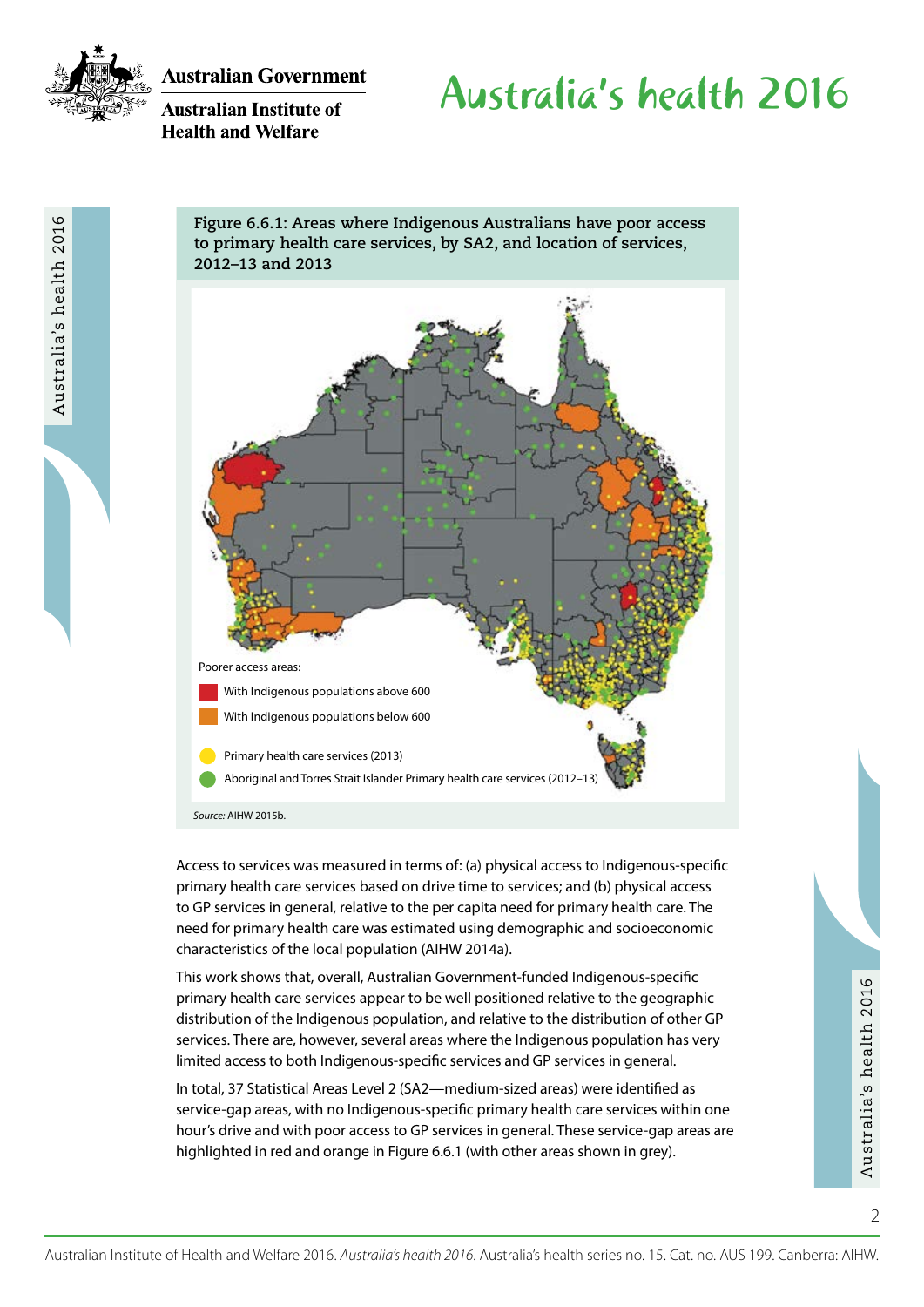**Figure 6.6.1: Areas where Indigenous Australians have poor access to primary health care services, by SA2, and location of services, 2012–13 and 2013**

Poorer access areas:

- With Indigenous populations above 600
- With Indigenous populations below 600
- Primary health care services (2013)
- Aboriginal and Torres Strait Islander Primary health care services (2012–13)

*Source:* AIHW 2015b.

Access to services was measured in terms of: (a) physical access to Indigenous-specific primary health care services based on drive time to services; and (b) physical access to GP services in general, relative to the per capita need for primary health care. The need for primary health care was estimated using demographic and socioeconomic characteristics of the local population (AIHW 2014a).

This work shows that, overall, Australian Government-funded Indigenous-specific primary health care services appear to be well positioned relative to the geographic distribution of the Indigenous population, and relative to the distribution of other GP services. There are, however, several areas where the Indigenous population has very limited access to both Indigenous-specific services and GP services in general.

In total, 37 Statistical Areas Level 2 (SA2—medium-sized areas) were identified as service-gap areas, with no Indigenous-specific primary health care services within one hour's drive and with poor access to GP services in general. These service-gap areas are highlighted in red and orange in Figure 6.6.1 (with other areas shown in grey).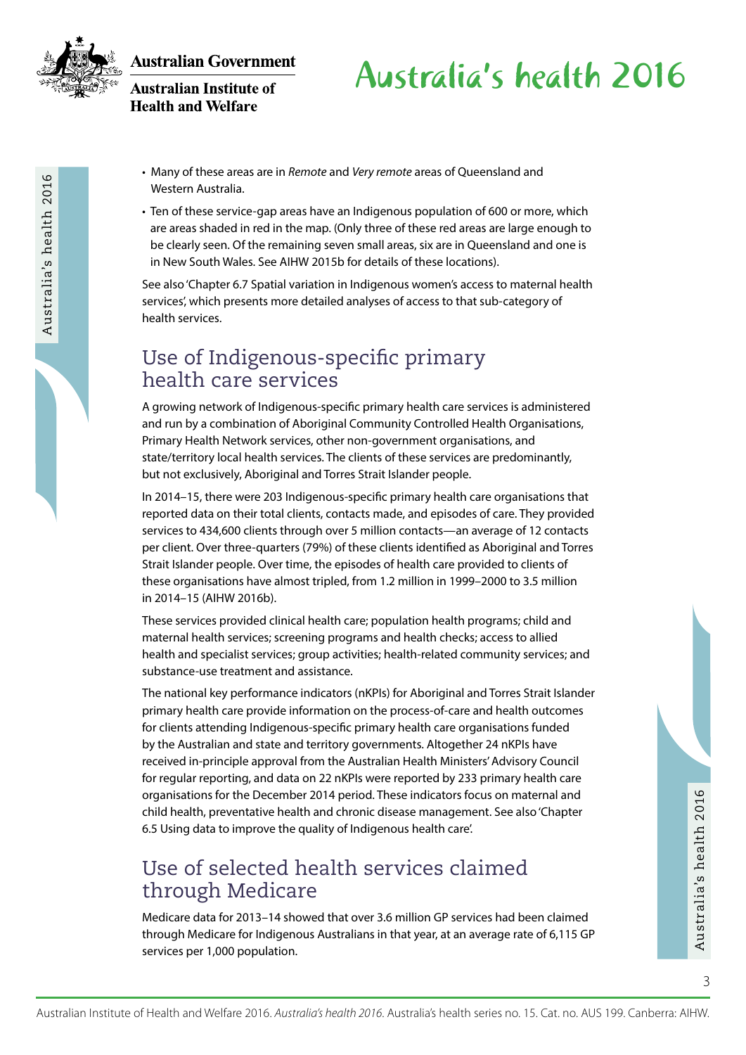- Many of these areas are in *Remote* and *Very remote* areas of Queensland and Western Australia.
- Ten of these service-gap areas have an Indigenous population of 600 or more, which are areas shaded in red in the map. (Only three of these red areas are large enough to be clearly seen. Of the remaining seven small areas, six are in Queensland and one is in New South Wales. See AIHW 2015b for details of these locations).

See also 'Chapter 6.7 Spatial variation in Indigenous women's access to maternal health services', which presents more detailed analyses of access to that sub-category of health services.

## Use of Indigenous-specific primary health care services

A growing network of Indigenous-specific primary health care services is administered and run by a combination of Aboriginal Community Controlled Health Organisations, Primary Health Network services, other non-government organisations, and state/territory local health services. The clients of these services are predominantly, but not exclusively, Aboriginal and Torres Strait Islander people.

In 2014–15, there were 203 Indigenous-specific primary health care organisations that reported data on their total clients, contacts made, and episodes of care. They provided services to 434,600 clients through over 5 million contacts—an average of 12 contacts per client. Over three-quarters (79%) of these clients identified as Aboriginal and Torres Strait Islander people. Over time, the episodes of health care provided to clients of these organisations have almost tripled, from 1.2 million in 1999–2000 to 3.5 million in 2014–15 (AIHW 2016b).

These services provided clinical health care; population health programs; child and maternal health services; screening programs and health checks; access to allied health and specialist services; group activities; health-related community services; and substance-use treatment and assistance.

The national key performance indicators (nKPIs) for Aboriginal and Torres Strait Islander primary health care provide information on the process-of-care and health outcomes for clients attending Indigenous-specific primary health care organisations funded by the Australian and state and territory governments. Altogether 24 nKPIs have received in-principle approval from the Australian Health Ministers' Advisory Council for regular reporting, and data on 22 nKPIs were reported by 233 primary health care organisations for the December 2014 period. These indicators focus on maternal and child health, preventative health and chronic disease management. See also 'Chapter 6.5 Using data to improve the quality of Indigenous health care'.

## Use of selected health services claimed through Medicare

Medicare data for 2013–14 showed that over 3.6 million GP services had been claimed through Medicare for Indigenous Australians in that year, at an average rate of 6,115 GP services per 1,000 population.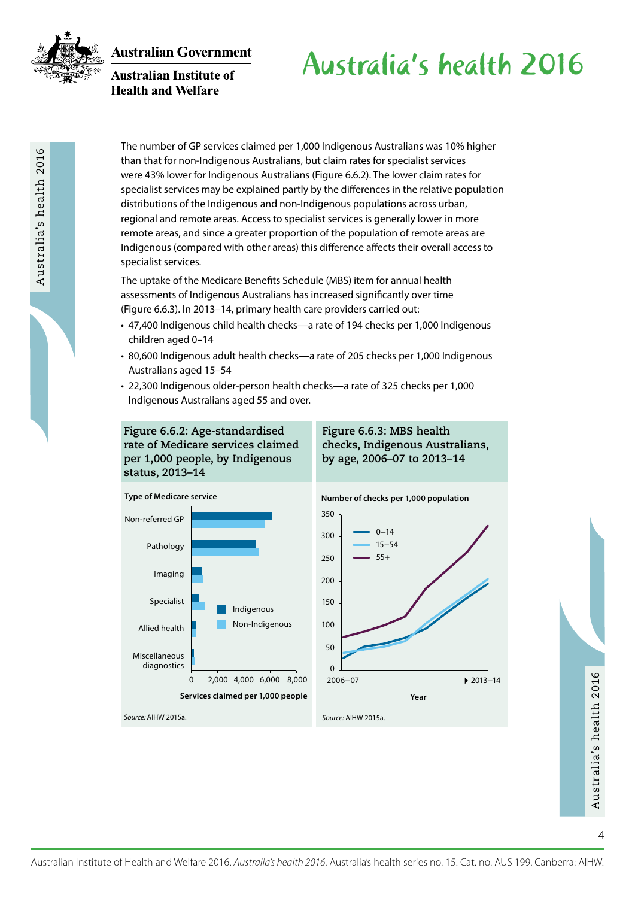The number of GP services claimed per 1,000 Indigenous Australians was 10% higher than that for non-Indigenous Australians, but claim rates for specialist services were 43% lower for Indigenous Australians (Figure 6.6.2). The lower claim rates for specialist services may be explained partly by the differences in the relative population distributions of the Indigenous and non-Indigenous populations across urban, regional and remote areas. Access to specialist services is generally lower in more remote areas, and since a greater proportion of the population of remote areas are Indigenous (compared with other areas) this difference affects their overall access to specialist services.

The uptake of the Medicare Benefits Schedule (MBS) item for annual health assessments of Indigenous Australians has increased significantly over time (Figure 6.6.3). In 2013–14, primary health care providers carried out:

- 47,400 Indigenous child health checks—a rate of 194 checks per 1,000 Indigenous children aged 0–14
- 80,600 Indigenous adult health checks—a rate of 205 checks per 1,000 Indigenous Australians aged 15–54
- 22,300 Indigenous older-person health checks—a rate of 325 checks per 1,000 Indigenous Australians aged 55 and over.

**Figure 6.6.2: Age-standardised rate of Medicare services claimed per 1,000 people, by Indigenous status, 2013–14**

*Source:* AIHW 2015a.

**Figure 6.6.3: MBS health checks, Indigenous Australians, by age, 2006–07 to 2013–14**

*Source:* AIHW 2015a.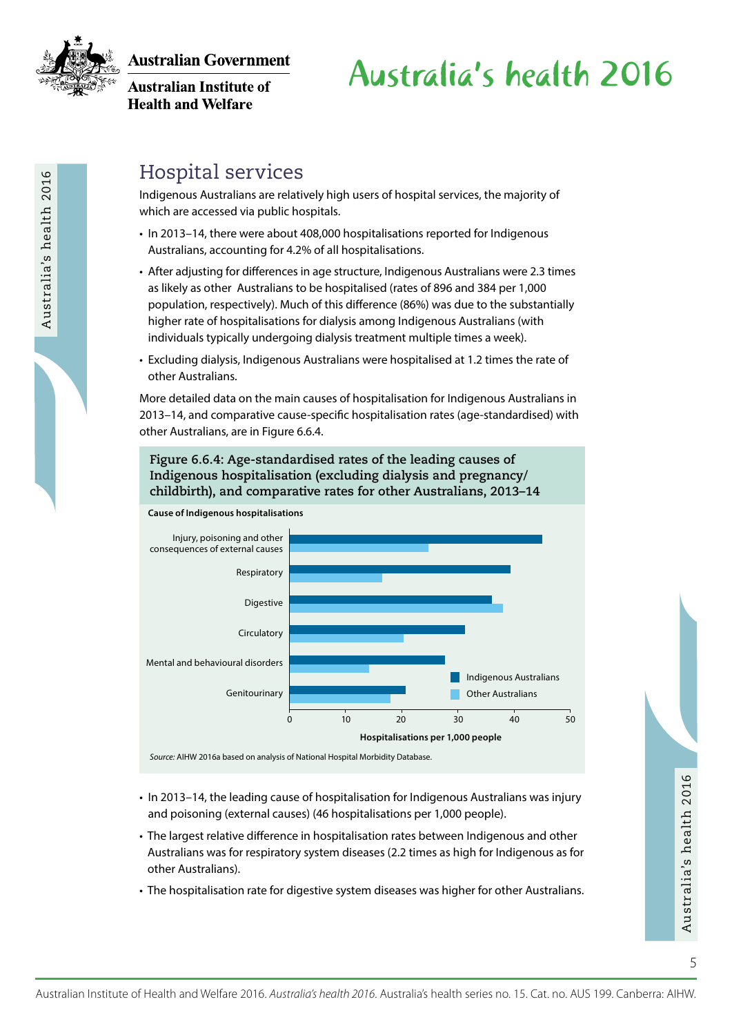## Hospital services

Indigenous Australians are relatively high users of hospital services, the majority of which are accessed via public hospitals.

- In 2013–14, there were about 408,000 hospitalisations reported for Indigenous Australians, accounting for 4.2% of all hospitalisations.
- After adjusting for differences in age structure, Indigenous Australians were 2.3 times as likely as other Australians to be hospitalised (rates of 896 and 384 per 1,000 population, respectively). Much of this difference (86%) was due to the substantially higher rate of hospitalisations for dialysis among Indigenous Australians (with individuals typically undergoing dialysis treatment multiple times a week).
- Excluding dialysis, Indigenous Australians were hospitalised at 1.2 times the rate of other Australians.

More detailed data on the main causes of hospitalisation for Indigenous Australians in 2013–14, and comparative cause-specific hospitalisation rates (age-standardised) with other Australians, are in Figure 6.6.4.

**Figure 6.6.4: Age-standardised rates of the leading causes of Indigenous hospitalisation (excluding dialysis and pregnancy/childbirth), and comparative rates for other Australians, 2013–14**

Cause of Indigenous hospitalisations

Injury, poisoning and other consequences of external causes

Respiratory

Digestive

Circulatory

Mental and behavioural disorders

Genitourinary

Indigenous Australians

Other Australians

0 10 20 30 40 50

Hospitalisations per 1,000 people

*Source:* AIHW 2016a based on analysis of National Hospital Morbidity Database.

- In 2013–14, the leading cause of hospitalisation for Indigenous Australians was injury and poisoning (external causes) (46 hospitalisations per 1,000 people).
- The largest relative difference in hospitalisation rates between Indigenous and other Australians was for respiratory system diseases (2.2 times as high for Indigenous as for other Australians).
- The hospitalisation rate for digestive system diseases was higher for other Australians.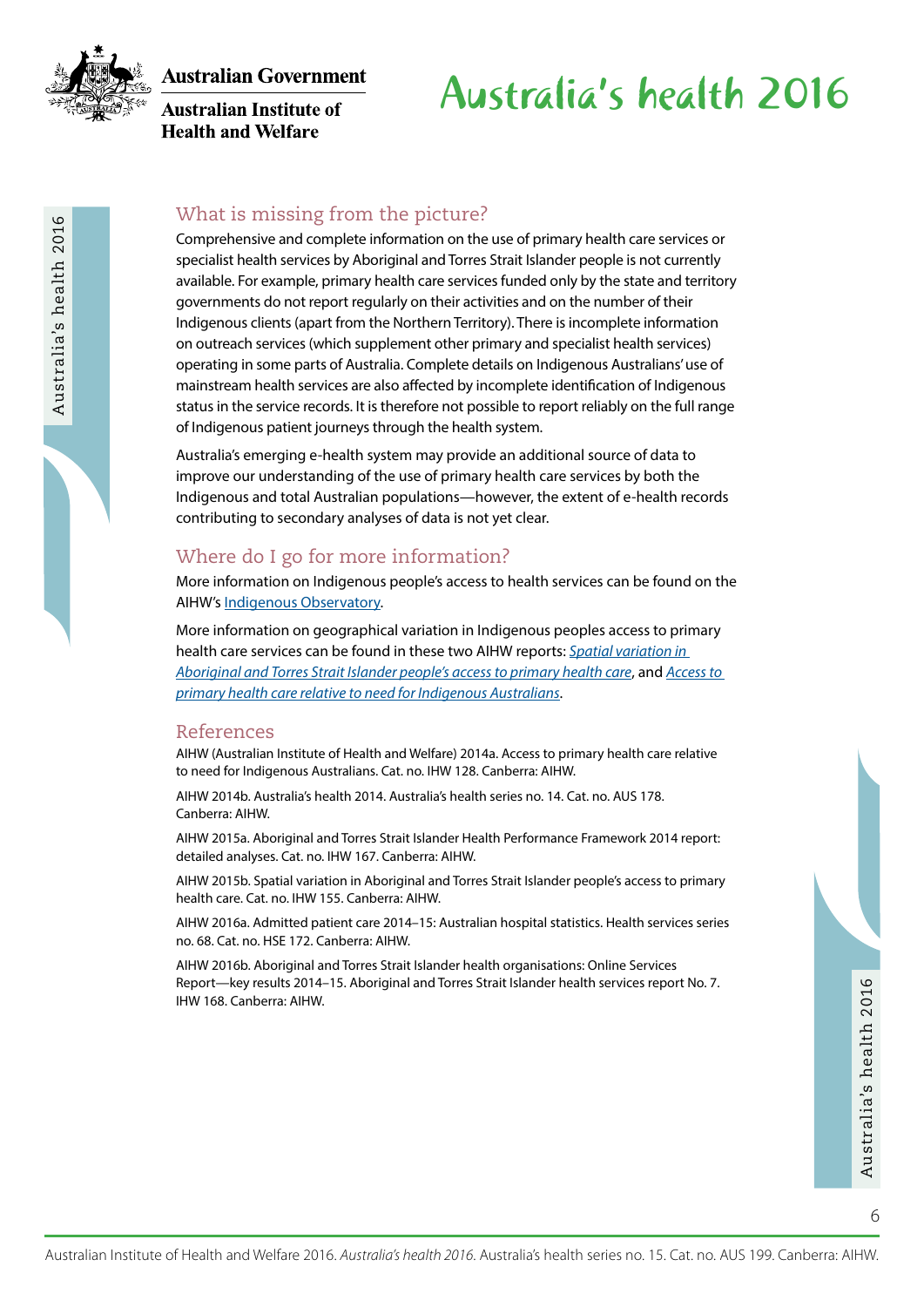## What is missing from the picture?

Comprehensive and complete information on the use of primary health care services or specialist health services by Aboriginal and Torres Strait Islander people is not currently available. For example, primary health care services funded only by the state and territory governments do not report regularly on their activities and on the number of their Indigenous clients (apart from the Northern Territory). There is incomplete information on outreach services (which supplement other primary and specialist health services) operating in some parts of Australia. Complete details on Indigenous Australians' use of mainstream health services are also affected by incomplete identification of Indigenous status in the service records. It is therefore not possible to report reliably on the full range of Indigenous patient journeys through the health system.

Australia's emerging e-health system may provide an additional source of data to improve our understanding of the use of primary health care services by both the Indigenous and total Australian populations—however, the extent of e-health records contributing to secondary analyses of data is not yet clear.

## Where do I go for more information?

More information on Indigenous people's access to health services can be found on the AIHW's Indigenous Observatory.

More information on geographical variation in Indigenous peoples access to primary health care services can be found in these two AIHW reports: *Spatial variation in Aboriginal and Torres Strait Islander people's access to primary health care*, and *Access to primary health care relative to need for Indigenous Australians*.

## References

AIHW (Australian Institute of Health and Welfare) 2014a. Access to primary health care relative to need for Indigenous Australians. Cat. no. IHW 128. Canberra: AIHW.

AIHW 2014b. Australia's health 2014. Australia's health series no. 14. Cat. no. AUS 178. Canberra: AIHW.

AIHW 2015a. Aboriginal and Torres Strait Islander Health Performance Framework 2014 report: detailed analyses. Cat. no. IHW 167. Canberra: AIHW.

AIHW 2015b. Spatial variation in Aboriginal and Torres Strait Islander people's access to primary health care. Cat. no. IHW 155. Canberra: AIHW.

AIHW 2016a. Admitted patient care 2014–15: Australian hospital statistics. Health services series no. 68. Cat. no. HSE 172. Canberra: AIHW.

AIHW 2016b. Aboriginal and Torres Strait Islander health organisations: Online Services Report—key results 2014–15. Aboriginal and Torres Strait Islander health services report No. 7. IHW 168. Canberra: AIHW.